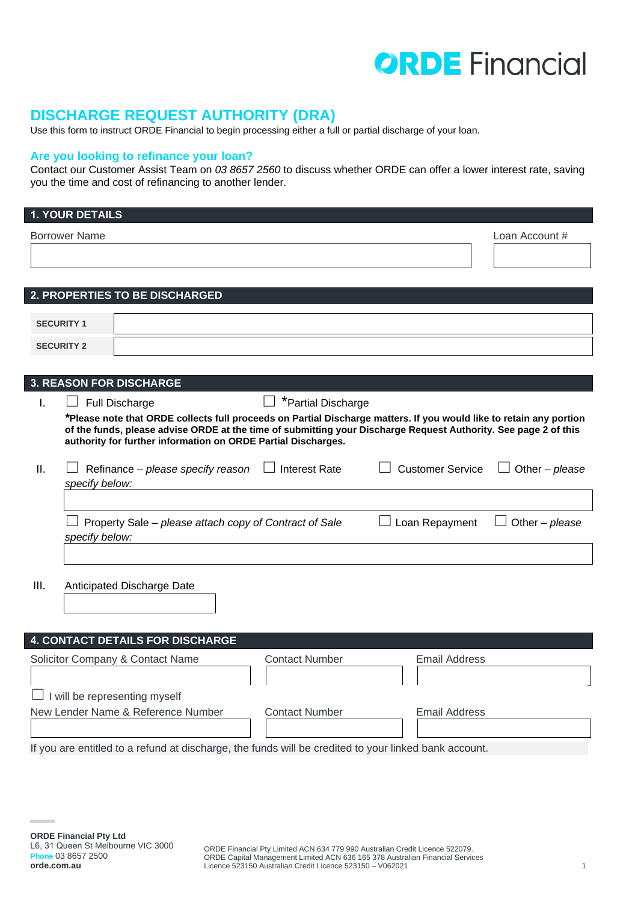ORDE Financial

# DISCHARGE REQUEST AUTHORITY (DRA)

Use this form to instruct ORDE Financial to begin processing either a full or partial discharge of your loan.

## Are you looking to refinance your loan?

Contact our Customer Assist Team on *03 8657 2560* to discuss whether ORDE can offer a lower interest rate, saving you the time and cost of refinancing to another lender.

## 1. YOUR DETAILS

| Borrower Name | Loan Account # |
| --- | --- |
| | |

## 2. PROPERTIES TO BE DISCHARGED

| | |
| --- | --- |
| **SECURITY 1** | |
| **SECURITY 2** | |

## 3. REASON FOR DISCHARGE

I. ☐ Full Discharge ☐ *Partial Discharge

**\*Please note that ORDE collects full proceeds on Partial Discharge matters. If you would like to retain any portion of the funds, please advise ORDE at the time of submitting your Discharge Request Authority. See page 2 of this authority for further information on ORDE Partial Discharges.**

II. ☐ Refinance – *please specify reason* ☐ Interest Rate ☐ Customer Service ☐ Other – *please specify below:*

\_\_\_\_\_\_\_\_\_\_\_\_\_\_\_\_\_\_\_\_

☐ Property Sale – *please attach copy of Contract of Sale* ☐ Loan Repayment ☐ Other – *please specify below:*

\_\_\_\_\_\_\_\_\_\_\_\_\_\_\_\_\_\_\_\_

III. Anticipated Discharge Date

\_\_\_\_\_\_\_\_\_\_\_\_\_\_\_\_\_\_\_\_

## 4. CONTACT DETAILS FOR DISCHARGE

| Solicitor Company & Contact Name | Contact Number | Email Address |
| --- | --- | --- |
| | | |

☐ I will be representing myself

| New Lender Name & Reference Number | Contact Number | Email Address |
| --- | --- | --- |
| | | |

If you are entitled to a refund at discharge, the funds will be credited to your linked bank account.

**ORDE Financial Pty Ltd**
L6, 31 Queen St Melbourne VIC 3000
**Phone** 03 8657 2500
**orde.com.au**

ORDE Financial Pty Limited ACN 634 779 990 Australian Credit Licence 522079.
ORDE Capital Management Limited ACN 636 165 378 Australian Financial Services Licence 523150 Australian Credit Licence 523150 – V062021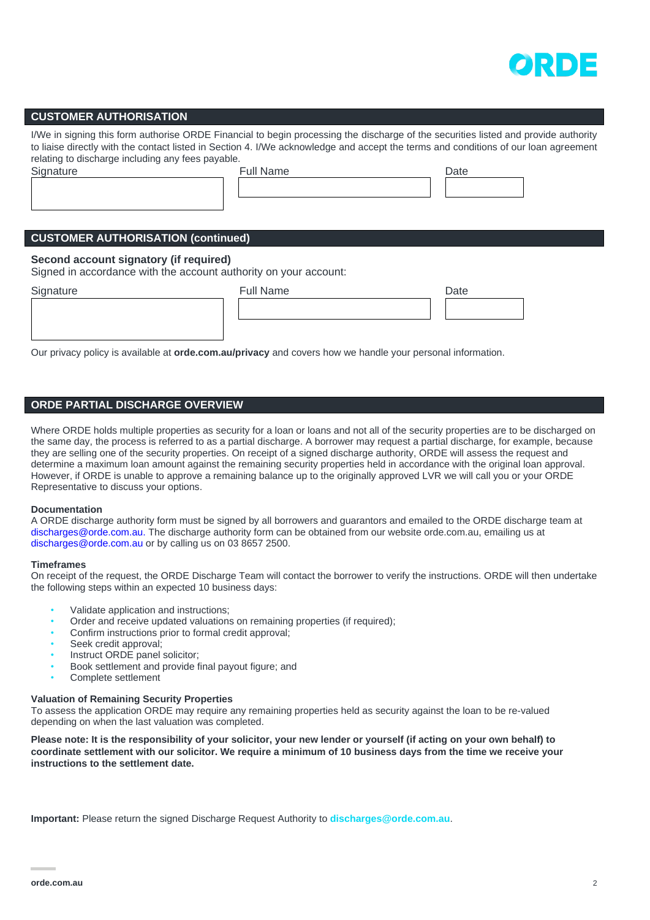## CUSTOMER AUTHORISATION

I/We in signing this form authorise ORDE Financial to begin processing the discharge of the securities listed and provide authority to liaise directly with the contact listed in Section 4. I/We acknowledge and accept the terms and conditions of our loan agreement relating to discharge including any fees payable.

| Signature | Full Name | Date |
| --- | --- | --- |
| | | |

## CUSTOMER AUTHORISATION (continued)

**Second account signatory (if required)**
Signed in accordance with the account authority on your account:

| Signature | Full Name | Date |
| --- | --- | --- |
| | | |

Our privacy policy is available at **orde.com.au/privacy** and covers how we handle your personal information.

## ORDE PARTIAL DISCHARGE OVERVIEW

Where ORDE holds multiple properties as security for a loan or loans and not all of the security properties are to be discharged on the same day, the process is referred to as a partial discharge. A borrower may request a partial discharge, for example, because they are selling one of the security properties. On receipt of a signed discharge authority, ORDE will assess the request and determine a maximum loan amount against the remaining security properties held in accordance with the original loan approval. However, if ORDE is unable to approve a remaining balance up to the originally approved LVR we will call you or your ORDE Representative to discuss your options.

**Documentation**
A ORDE discharge authority form must be signed by all borrowers and guarantors and emailed to the ORDE discharge team at discharges@orde.com.au. The discharge authority form can be obtained from our website orde.com.au, emailing us at discharges@orde.com.au or by calling us on 03 8657 2500.

**Timeframes**
On receipt of the request, the ORDE Discharge Team will contact the borrower to verify the instructions. ORDE will then undertake the following steps within an expected 10 business days:

- Validate application and instructions;
- Order and receive updated valuations on remaining properties (if required);
- Confirm instructions prior to formal credit approval;
- Seek credit approval;
- Instruct ORDE panel solicitor;
- Book settlement and provide final payout figure; and
- Complete settlement

**Valuation of Remaining Security Properties**
To assess the application ORDE may require any remaining properties held as security against the loan to be re-valued depending on when the last valuation was completed.

**Please note: It is the responsibility of your solicitor, your new lender or yourself (if acting on your own behalf) to coordinate settlement with our solicitor. We require a minimum of 10 business days from the time we receive your instructions to the settlement date.**

**Important:** Please return the signed Discharge Request Authority to **discharges@orde.com.au**.